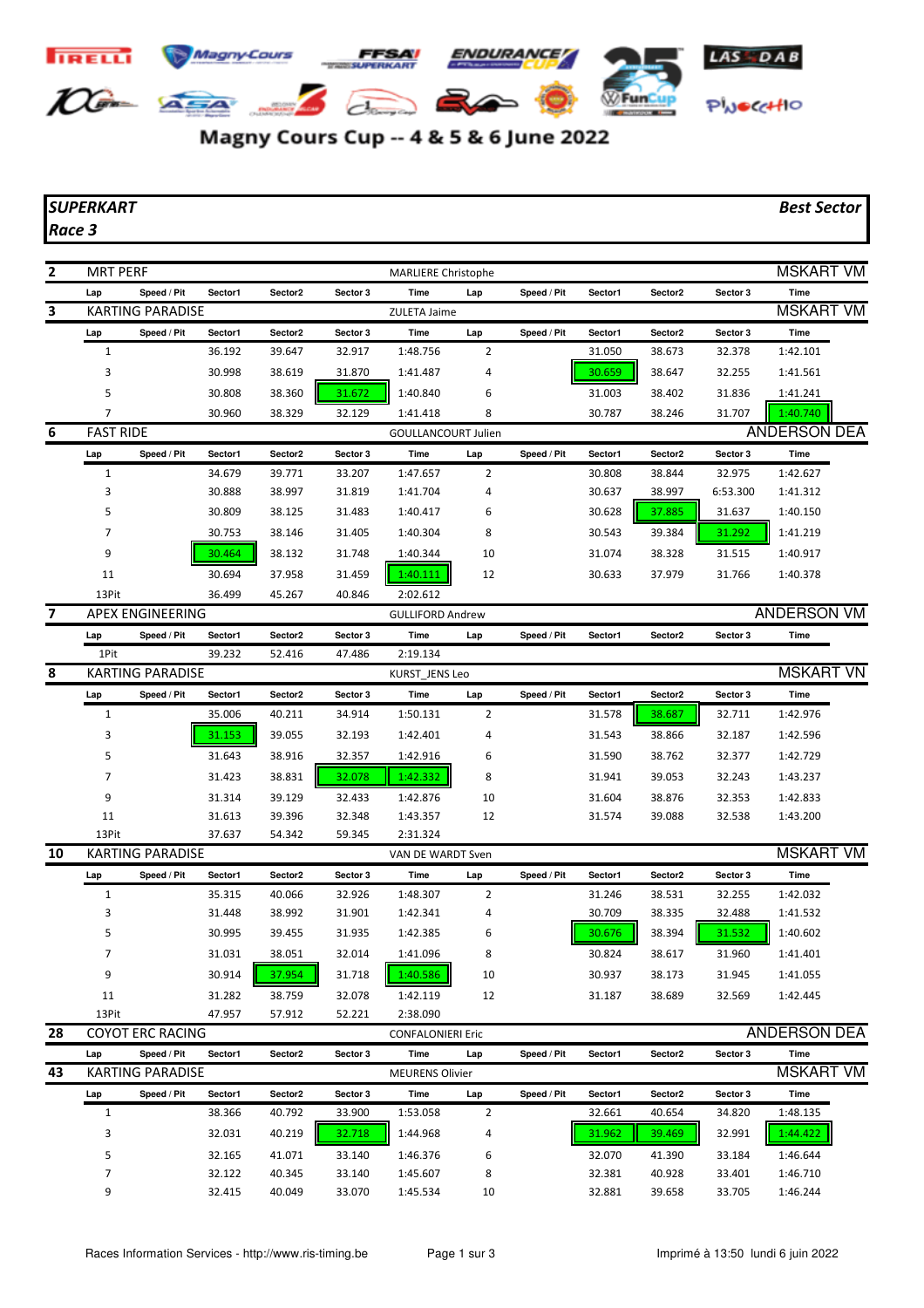# Magny Cours Cup -- 4 & 5 & 6 June 2022

**_SUPERKART_** **_Best Sector_**
**_Race 3_**

## 2 MRT PERF — MARLIERE Christophe — MSKART VM

| Lap | Speed / Pit | Sector1 | Sector2 | Sector 3 | Time | Lap | Speed / Pit | Sector1 | Sector2 | Sector 3 | Time |
|---|---|---|---|---|---|---|---|---|---|---|---|

## 3 KARTING PARADISE — ZULETA Jaime — MSKART VM

| Lap | Speed / Pit | Sector1 | Sector2 | Sector 3 | Time | Lap | Speed / Pit | Sector1 | Sector2 | Sector 3 | Time |
|---|---|---|---|---|---|---|---|---|---|---|---|
| 1 | | 36.192 | 39.647 | 32.917 | 1:48.756 | 2 | | 31.050 | 38.673 | 32.378 | 1:42.101 |
| 3 | | 30.998 | 38.619 | 31.870 | 1:41.487 | 4 | | 30.659 | 38.647 | 32.255 | 1:41.561 |
| 5 | | 30.808 | 38.360 | 31.672 | 1:40.840 | 6 | | 31.003 | 38.402 | 31.836 | 1:41.241 |
| 7 | | 30.960 | 38.329 | 32.129 | 1:41.418 | 8 | | 30.787 | 38.246 | 31.707 | 1:40.740 |

## 6 FAST RIDE — GOULLANCOURT Julien — ANDERSON DEA

| Lap | Speed / Pit | Sector1 | Sector2 | Sector 3 | Time | Lap | Speed / Pit | Sector1 | Sector2 | Sector 3 | Time |
|---|---|---|---|---|---|---|---|---|---|---|---|
| 1 | | 34.679 | 39.771 | 33.207 | 1:47.657 | 2 | | 30.808 | 38.844 | 32.975 | 1:42.627 |
| 3 | | 30.888 | 38.997 | 31.819 | 1:41.704 | 4 | | 30.637 | 38.997 | 6:53.300 | 1:41.312 |
| 5 | | 30.809 | 38.125 | 31.483 | 1:40.417 | 6 | | 30.628 | 37.885 | 31.637 | 1:40.150 |
| 7 | | 30.753 | 38.146 | 31.405 | 1:40.304 | 8 | | 30.543 | 39.384 | 31.292 | 1:41.219 |
| 9 | | 30.464 | 38.132 | 31.748 | 1:40.344 | 10 | | 31.074 | 38.328 | 31.515 | 1:40.917 |
| 11 | | 30.694 | 37.958 | 31.459 | 1:40.111 | 12 | | 30.633 | 37.979 | 31.766 | 1:40.378 |
| 13Pit | | 36.499 | 45.267 | 40.846 | 2:02.612 | | | | | | |

## 7 APEX ENGINEERING — GULLIFORD Andrew — ANDERSON VM

| Lap | Speed / Pit | Sector1 | Sector2 | Sector 3 | Time | Lap | Speed / Pit | Sector1 | Sector2 | Sector 3 | Time |
|---|---|---|---|---|---|---|---|---|---|---|---|
| 1Pit | | 39.232 | 52.416 | 47.486 | 2:19.134 | | | | | | |

## 8 KARTING PARADISE — KURST_JENS Leo — MSKART VN

| Lap | Speed / Pit | Sector1 | Sector2 | Sector 3 | Time | Lap | Speed / Pit | Sector1 | Sector2 | Sector 3 | Time |
|---|---|---|---|---|---|---|---|---|---|---|---|
| 1 | | 35.006 | 40.211 | 34.914 | 1:50.131 | 2 | | 31.578 | 38.687 | 32.711 | 1:42.976 |
| 3 | | 31.153 | 39.055 | 32.193 | 1:42.401 | 4 | | 31.543 | 38.866 | 32.187 | 1:42.596 |
| 5 | | 31.643 | 38.916 | 32.357 | 1:42.916 | 6 | | 31.590 | 38.762 | 32.377 | 1:42.729 |
| 7 | | 31.423 | 38.831 | 32.078 | 1:42.332 | 8 | | 31.941 | 39.053 | 32.243 | 1:43.237 |
| 9 | | 31.314 | 39.129 | 32.433 | 1:42.876 | 10 | | 31.604 | 38.876 | 32.353 | 1:42.833 |
| 11 | | 31.613 | 39.396 | 32.348 | 1:43.357 | 12 | | 31.574 | 39.088 | 32.538 | 1:43.200 |
| 13Pit | | 37.637 | 54.342 | 59.345 | 2:31.324 | | | | | | |

## 10 KARTING PARADISE — VAN DE WARDT Sven — MSKART VM

| Lap | Speed / Pit | Sector1 | Sector2 | Sector 3 | Time | Lap | Speed / Pit | Sector1 | Sector2 | Sector 3 | Time |
|---|---|---|---|---|---|---|---|---|---|---|---|
| 1 | | 35.315 | 40.066 | 32.926 | 1:48.307 | 2 | | 31.246 | 38.531 | 32.255 | 1:42.032 |
| 3 | | 31.448 | 38.992 | 31.901 | 1:42.341 | 4 | | 30.709 | 38.335 | 32.488 | 1:41.532 |
| 5 | | 30.995 | 39.455 | 31.935 | 1:42.385 | 6 | | 30.676 | 38.394 | 31.532 | 1:40.602 |
| 7 | | 31.031 | 38.051 | 32.014 | 1:41.096 | 8 | | 30.824 | 38.617 | 31.960 | 1:41.401 |
| 9 | | 30.914 | 37.954 | 31.718 | 1:40.586 | 10 | | 30.937 | 38.173 | 31.945 | 1:41.055 |
| 11 | | 31.282 | 38.759 | 32.078 | 1:42.119 | 12 | | 31.187 | 38.689 | 32.569 | 1:42.445 |
| 13Pit | | 47.957 | 57.912 | 52.221 | 2:38.090 | | | | | | |

## 28 COYOT ERC RACING — CONFALONIERI Eric — ANDERSON DEA

| Lap | Speed / Pit | Sector1 | Sector2 | Sector 3 | Time | Lap | Speed / Pit | Sector1 | Sector2 | Sector 3 | Time |
|---|---|---|---|---|---|---|---|---|---|---|---|

## 43 KARTING PARADISE — MEURENS Olivier — MSKART VM

| Lap | Speed / Pit | Sector1 | Sector2 | Sector 3 | Time | Lap | Speed / Pit | Sector1 | Sector2 | Sector 3 | Time |
|---|---|---|---|---|---|---|---|---|---|---|---|
| 1 | | 38.366 | 40.792 | 33.900 | 1:53.058 | 2 | | 32.661 | 40.654 | 34.820 | 1:48.135 |
| 3 | | 32.031 | 40.219 | 32.718 | 1:44.968 | 4 | | 31.962 | 39.469 | 32.991 | 1:44.422 |
| 5 | | 32.165 | 41.071 | 33.140 | 1:46.376 | 6 | | 32.070 | 41.390 | 33.184 | 1:46.644 |
| 7 | | 32.122 | 40.345 | 33.140 | 1:45.607 | 8 | | 32.381 | 40.928 | 33.401 | 1:46.710 |
| 9 | | 32.415 | 40.049 | 33.070 | 1:45.534 | 10 | | 32.881 | 39.658 | 33.705 | 1:46.244 |

Races Information Services - http://www.ris-timing.be — Imprimé à 13:50 lundi 6 juin 2022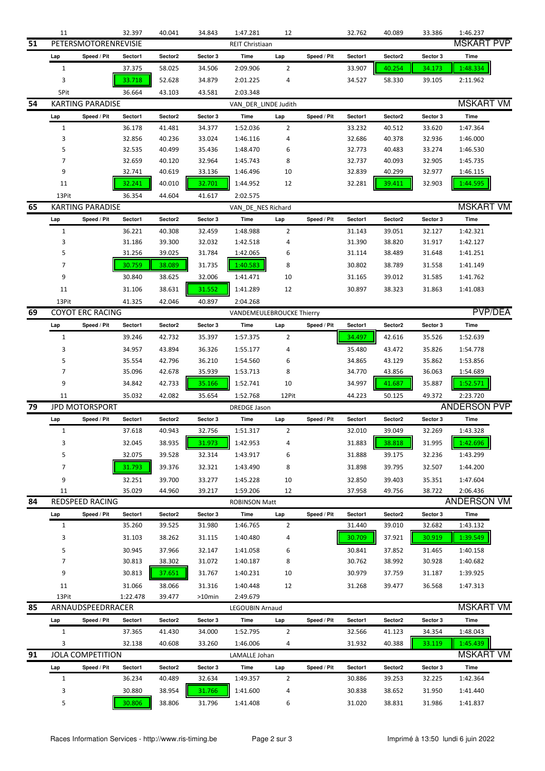| Lap | Speed / Pit | Sector1 | Sector2 | Sector 3 | Time | Lap | Speed / Pit | Sector1 | Sector2 | Sector 3 | Time |
|---|---|---|---|---|---|---|---|---|---|---|---|
| 11 | | 32.397 | 40.041 | 34.843 | 1:47.281 | 12 | | 32.762 | 40.089 | 33.386 | 1:46.237 |

## 51 PETERSMOTORENREVISIE — REIT Christiaan — MSKART PVP

| Lap | Speed / Pit | Sector1 | Sector2 | Sector 3 | Time | Lap | Speed / Pit | Sector1 | Sector2 | Sector 3 | Time |
|---|---|---|---|---|---|---|---|---|---|---|---|
| 1 | | 37.375 | 58.025 | 34.506 | 2:09.906 | 2 | | 33.907 | 40.254 | 34.173 | 1:48.334 |
| 3 | | 33.718 | 52.628 | 34.879 | 2:01.225 | 4 | | 34.527 | 58.330 | 39.105 | 2:11.962 |
| 5Pit | | 36.664 | 43.103 | 43.581 | 2:03.348 | | | | | | |

## 54 KARTING PARADISE — VAN_DER_LINDE Judith — MSKART VM

| Lap | Speed / Pit | Sector1 | Sector2 | Sector 3 | Time | Lap | Speed / Pit | Sector1 | Sector2 | Sector 3 | Time |
|---|---|---|---|---|---|---|---|---|---|---|---|
| 1 | | 36.178 | 41.481 | 34.377 | 1:52.036 | 2 | | 33.232 | 40.512 | 33.620 | 1:47.364 |
| 3 | | 32.856 | 40.236 | 33.024 | 1:46.116 | 4 | | 32.686 | 40.378 | 32.936 | 1:46.000 |
| 5 | | 32.535 | 40.499 | 35.436 | 1:48.470 | 6 | | 32.773 | 40.483 | 33.274 | 1:46.530 |
| 7 | | 32.659 | 40.120 | 32.964 | 1:45.743 | 8 | | 32.737 | 40.093 | 32.905 | 1:45.735 |
| 9 | | 32.741 | 40.619 | 33.136 | 1:46.496 | 10 | | 32.839 | 40.299 | 32.977 | 1:46.115 |
| 11 | | 32.241 | 40.010 | 32.701 | 1:44.952 | 12 | | 32.281 | 39.411 | 32.903 | 1:44.595 |
| 13Pit | | 36.354 | 44.604 | 41.617 | 2:02.575 | | | | | | |

## 65 KARTING PARADISE — VAN_DE_NES Richard — MSKART VM

| Lap | Speed / Pit | Sector1 | Sector2 | Sector 3 | Time | Lap | Speed / Pit | Sector1 | Sector2 | Sector 3 | Time |
|---|---|---|---|---|---|---|---|---|---|---|---|
| 1 | | 36.221 | 40.308 | 32.459 | 1:48.988 | 2 | | 31.143 | 39.051 | 32.127 | 1:42.321 |
| 3 | | 31.186 | 39.300 | 32.032 | 1:42.518 | 4 | | 31.390 | 38.820 | 31.917 | 1:42.127 |
| 5 | | 31.256 | 39.025 | 31.784 | 1:42.065 | 6 | | 31.114 | 38.489 | 31.648 | 1:41.251 |
| 7 | | 30.759 | 38.089 | 31.735 | 1:40.583 | 8 | | 30.802 | 38.789 | 31.558 | 1:41.149 |
| 9 | | 30.840 | 38.625 | 32.006 | 1:41.471 | 10 | | 31.165 | 39.012 | 31.585 | 1:41.762 |
| 11 | | 31.106 | 38.631 | 31.552 | 1:41.289 | 12 | | 30.897 | 38.323 | 31.863 | 1:41.083 |
| 13Pit | | 41.325 | 42.046 | 40.897 | 2:04.268 | | | | | | |

## 69 COYOT ERC RACING — VANDEMEULEBROUCKE Thierry — PVP/DEA

| Lap | Speed / Pit | Sector1 | Sector2 | Sector 3 | Time | Lap | Speed / Pit | Sector1 | Sector2 | Sector 3 | Time |
|---|---|---|---|---|---|---|---|---|---|---|---|
| 1 | | 39.246 | 42.732 | 35.397 | 1:57.375 | 2 | | 34.497 | 42.616 | 35.526 | 1:52.639 |
| 3 | | 34.957 | 43.894 | 36.326 | 1:55.177 | 4 | | 35.480 | 43.472 | 35.826 | 1:54.778 |
| 5 | | 35.554 | 42.796 | 36.210 | 1:54.560 | 6 | | 34.865 | 43.129 | 35.862 | 1:53.856 |
| 7 | | 35.096 | 42.678 | 35.939 | 1:53.713 | 8 | | 34.770 | 43.856 | 36.063 | 1:54.689 |
| 9 | | 34.842 | 42.733 | 35.166 | 1:52.741 | 10 | | 34.997 | 41.687 | 35.887 | 1:52.571 |
| 11 | | 35.032 | 42.082 | 35.654 | 1:52.768 | 12Pit | | 44.223 | 50.125 | 49.372 | 2:23.720 |

## 79 JPD MOTORSPORT — DREDGE Jason — ANDERSON PVP

| Lap | Speed / Pit | Sector1 | Sector2 | Sector 3 | Time | Lap | Speed / Pit | Sector1 | Sector2 | Sector 3 | Time |
|---|---|---|---|---|---|---|---|---|---|---|---|
| 1 | | 37.618 | 40.943 | 32.756 | 1:51.317 | 2 | | 32.010 | 39.049 | 32.269 | 1:43.328 |
| 3 | | 32.045 | 38.935 | 31.973 | 1:42.953 | 4 | | 31.883 | 38.818 | 31.995 | 1:42.696 |
| 5 | | 32.075 | 39.528 | 32.314 | 1:43.917 | 6 | | 31.888 | 39.175 | 32.236 | 1:43.299 |
| 7 | | 31.793 | 39.376 | 32.321 | 1:43.490 | 8 | | 31.898 | 39.795 | 32.507 | 1:44.200 |
| 9 | | 32.251 | 39.700 | 33.277 | 1:45.228 | 10 | | 32.850 | 39.403 | 35.351 | 1:47.604 |
| 11 | | 35.029 | 44.960 | 39.217 | 1:59.206 | 12 | | 37.958 | 49.756 | 38.722 | 2:06.436 |

## 84 REDSPEED RACING — ROBINSON Matt — ANDERSON VM

| Lap | Speed / Pit | Sector1 | Sector2 | Sector 3 | Time | Lap | Speed / Pit | Sector1 | Sector2 | Sector 3 | Time |
|---|---|---|---|---|---|---|---|---|---|---|---|
| 1 | | 35.260 | 39.525 | 31.980 | 1:46.765 | 2 | | 31.440 | 39.010 | 32.682 | 1:43.132 |
| 3 | | 31.103 | 38.262 | 31.115 | 1:40.480 | 4 | | 30.709 | 37.921 | 30.919 | 1:39.549 |
| 5 | | 30.945 | 37.966 | 32.147 | 1:41.058 | 6 | | 30.841 | 37.852 | 31.465 | 1:40.158 |
| 7 | | 30.813 | 38.302 | 31.072 | 1:40.187 | 8 | | 30.762 | 38.992 | 30.928 | 1:40.682 |
| 9 | | 30.813 | 37.651 | 31.767 | 1:40.231 | 10 | | 30.979 | 37.759 | 31.187 | 1:39.925 |
| 11 | | 31.066 | 38.066 | 31.316 | 1:40.448 | 12 | | 31.268 | 39.477 | 36.568 | 1:47.313 |
| 13Pit | | 1:22.478 | 39.477 | >10min | 2:49.679 | | | | | | |

## 85 ARNAUDSPEEDRRACER — LEGOUBIN Arnaud — MSKART VM

| Lap | Speed / Pit | Sector1 | Sector2 | Sector 3 | Time | Lap | Speed / Pit | Sector1 | Sector2 | Sector 3 | Time |
|---|---|---|---|---|---|---|---|---|---|---|---|
| 1 | | 37.365 | 41.430 | 34.000 | 1:52.795 | 2 | | 32.566 | 41.123 | 34.354 | 1:48.043 |
| 3 | | 32.138 | 40.608 | 33.260 | 1:46.006 | 4 | | 31.932 | 40.388 | 33.119 | 1:45.439 |

## 91 JOLA COMPETITION — LAMALLE Johan — MSKART VM

| Lap | Speed / Pit | Sector1 | Sector2 | Sector 3 | Time | Lap | Speed / Pit | Sector1 | Sector2 | Sector 3 | Time |
|---|---|---|---|---|---|---|---|---|---|---|---|
| 1 | | 36.234 | 40.489 | 32.634 | 1:49.357 | 2 | | 30.886 | 39.253 | 32.225 | 1:42.364 |
| 3 | | 30.880 | 38.954 | 31.766 | 1:41.600 | 4 | | 30.838 | 38.652 | 31.950 | 1:41.440 |
| 5 | | 30.806 | 38.806 | 31.796 | 1:41.408 | 6 | | 31.020 | 38.831 | 31.986 | 1:41.837 |

Races Information Services - http://www.ris-timing.be — Imprimé à 13:50 lundi 6 juin 2022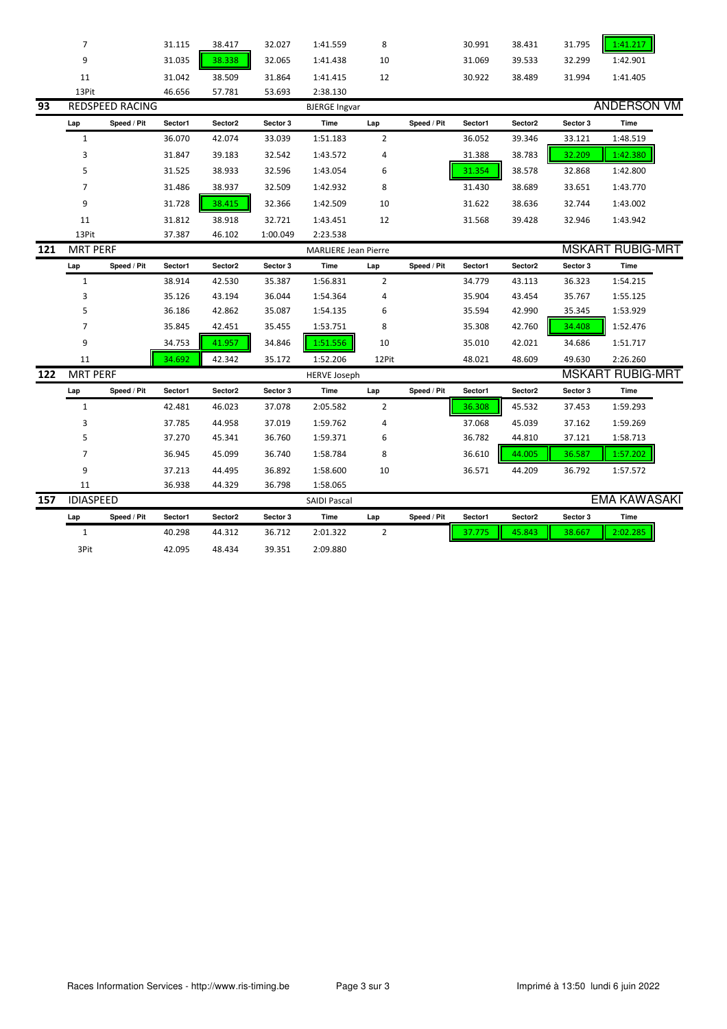| | | | | | | | | | | | |
|---|---|---|---|---|---|---|---|---|---|---|---|
| 7 | | 31.115 | 38.417 | 32.027 | 1:41.559 | 8 | | 30.991 | 38.431 | 31.795 | 1:41.217 |
| 9 | | 31.035 | 38.338 | 32.065 | 1:41.438 | 10 | | 31.069 | 39.533 | 32.299 | 1:42.901 |
| 11 | | 31.042 | 38.509 | 31.864 | 1:41.415 | 12 | | 30.922 | 38.489 | 31.994 | 1:41.405 |
| 13Pit | | 46.656 | 57.781 | 53.693 | 2:38.130 | | | | | | |

**93** REDSPEED RACING — BJERGE Ingvar — ANDERSON VM

| Lap | Speed / Pit | Sector1 | Sector2 | Sector 3 | Time | Lap | Speed / Pit | Sector1 | Sector2 | Sector 3 | Time |
|---|---|---|---|---|---|---|---|---|---|---|---|
| 1 | | 36.070 | 42.074 | 33.039 | 1:51.183 | 2 | | 36.052 | 39.346 | 33.121 | 1:48.519 |
| 3 | | 31.847 | 39.183 | 32.542 | 1:43.572 | 4 | | 31.388 | 38.783 | 32.209 | 1:42.380 |
| 5 | | 31.525 | 38.933 | 32.596 | 1:43.054 | 6 | | 31.354 | 38.578 | 32.868 | 1:42.800 |
| 7 | | 31.486 | 38.937 | 32.509 | 1:42.932 | 8 | | 31.430 | 38.689 | 33.651 | 1:43.770 |
| 9 | | 31.728 | 38.415 | 32.366 | 1:42.509 | 10 | | 31.622 | 38.636 | 32.744 | 1:43.002 |
| 11 | | 31.812 | 38.918 | 32.721 | 1:43.451 | 12 | | 31.568 | 39.428 | 32.946 | 1:43.942 |
| 13Pit | | 37.387 | 46.102 | 1:00.049 | 2:23.538 | | | | | | |

**121** MRT PERF — MARLIERE Jean Pierre — MSKART RUBIG-MRT

| Lap | Speed / Pit | Sector1 | Sector2 | Sector 3 | Time | Lap | Speed / Pit | Sector1 | Sector2 | Sector 3 | Time |
|---|---|---|---|---|---|---|---|---|---|---|---|
| 1 | | 38.914 | 42.530 | 35.387 | 1:56.831 | 2 | | 34.779 | 43.113 | 36.323 | 1:54.215 |
| 3 | | 35.126 | 43.194 | 36.044 | 1:54.364 | 4 | | 35.904 | 43.454 | 35.767 | 1:55.125 |
| 5 | | 36.186 | 42.862 | 35.087 | 1:54.135 | 6 | | 35.594 | 42.990 | 35.345 | 1:53.929 |
| 7 | | 35.845 | 42.451 | 35.455 | 1:53.751 | 8 | | 35.308 | 42.760 | 34.408 | 1:52.476 |
| 9 | | 34.753 | 41.957 | 34.846 | 1:51.556 | 10 | | 35.010 | 42.021 | 34.686 | 1:51.717 |
| 11 | | 34.692 | 42.342 | 35.172 | 1:52.206 | 12Pit | | 48.021 | 48.609 | 49.630 | 2:26.260 |

**122** MRT PERF — HERVE Joseph — MSKART RUBIG-MRT

| Lap | Speed / Pit | Sector1 | Sector2 | Sector 3 | Time | Lap | Speed / Pit | Sector1 | Sector2 | Sector 3 | Time |
|---|---|---|---|---|---|---|---|---|---|---|---|
| 1 | | 42.481 | 46.023 | 37.078 | 2:05.582 | 2 | | 36.308 | 45.532 | 37.453 | 1:59.293 |
| 3 | | 37.785 | 44.958 | 37.019 | 1:59.762 | 4 | | 37.068 | 45.039 | 37.162 | 1:59.269 |
| 5 | | 37.270 | 45.341 | 36.760 | 1:59.371 | 6 | | 36.782 | 44.810 | 37.121 | 1:58.713 |
| 7 | | 36.945 | 45.099 | 36.740 | 1:58.784 | 8 | | 36.610 | 44.005 | 36.587 | 1:57.202 |
| 9 | | 37.213 | 44.495 | 36.892 | 1:58.600 | 10 | | 36.571 | 44.209 | 36.792 | 1:57.572 |
| 11 | | 36.938 | 44.329 | 36.798 | 1:58.065 | | | | | | |

**157** IDIASPEED — SAIDI Pascal — EMA KAWASAKI

| Lap | Speed / Pit | Sector1 | Sector2 | Sector 3 | Time | Lap | Speed / Pit | Sector1 | Sector2 | Sector 3 | Time |
|---|---|---|---|---|---|---|---|---|---|---|---|
| 1 | | 40.298 | 44.312 | 36.712 | 2:01.322 | 2 | | 37.775 | 45.843 | 38.667 | 2:02.285 |
| 3Pit | | 42.095 | 48.434 | 39.351 | 2:09.880 | | | | | | |

Races Information Services - http://www.ris-timing.be

Imprimé à 13:50 lundi 6 juin 2022